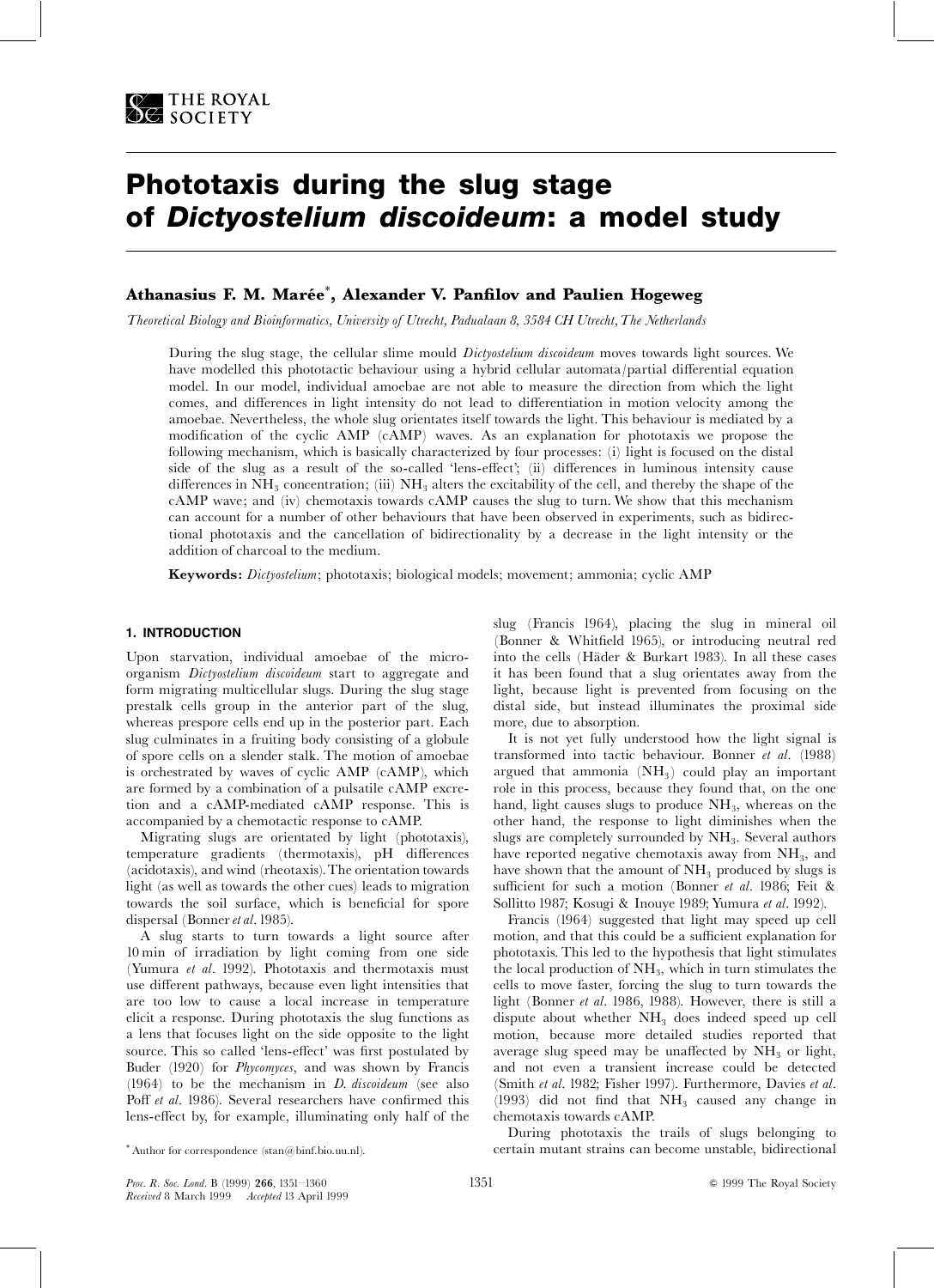# Phototaxis during the slug stage of *Dictyostelium discoideum*: a model study

**Athanasius F. M. Marée***, **Alexander V. Panfilov and Paulien Hogeweg**

*Theoretical Biology and Bioinformatics, University of Utrecht, Padualaan 8, 3584 CH Utrecht, The Netherlands*

During the slug stage, the cellular slime mould *Dictyostelium discoideum* moves towards light sources. We have modelled this phototactic behaviour using a hybrid cellular automata/partial differential equation model. In our model, individual amoebae are not able to measure the direction from which the light comes, and differences in light intensity do not lead to differentiation in motion velocity among the amoebae. Nevertheless, the whole slug orientates itself towards the light. This behaviour is mediated by a modification of the cyclic AMP (cAMP) waves. As an explanation for phototaxis we propose the following mechanism, which is basically characterized by four processes: (i) light is focused on the distal side of the slug as a result of the so-called 'lens-effect'; (ii) differences in luminous intensity cause differences in $NH_3$ concentration; (iii) $NH_3$ alters the excitability of the cell, and thereby the shape of the cAMP wave; and (iv) chemotaxis towards cAMP causes the slug to turn. We show that this mechanism can account for a number of other behaviours that have been observed in experiments, such as bidirectional phototaxis and the cancellation of bidirectionality by a decrease in the light intensity or the addition of charcoal to the medium.

**Keywords:** *Dictyostelium*; phototaxis; biological models; movement; ammonia; cyclic AMP

## 1. INTRODUCTION

Upon starvation, individual amoebae of the microorganism *Dictyostelium discoideum* start to aggregate and form migrating multicellular slugs. During the slug stage prestalk cells group in the anterior part of the slug, whereas prespore cells end up in the posterior part. Each slug culminates in a fruiting body consisting of a globule of spore cells on a slender stalk. The motion of amoebae is orchestrated by waves of cyclic AMP (cAMP), which are formed by a combination of a pulsatile cAMP excretion and a cAMP-mediated cAMP response. This is accompanied by a chemotactic response to cAMP.

Migrating slugs are orientated by light (phototaxis), temperature gradients (thermotaxis), pH differences (acidotaxis), and wind (rheotaxis). The orientation towards light (as well as towards the other cues) leads to migration towards the soil surface, which is beneficial for spore dispersal (Bonner *et al*. 1985).

A slug starts to turn towards a light source after 10 min of irradiation by light coming from one side (Yumura *et al*. 1992). Phototaxis and thermotaxis must use different pathways, because even light intensities that are too low to cause a local increase in temperature elicit a response. During phototaxis the slug functions as a lens that focuses light on the side opposite to the light source. This so called 'lens-effect' was first postulated by Buder (1920) for *Phycomyces*, and was shown by Francis (1964) to be the mechanism in *D. discoideum* (see also Poff *et al*. 1986). Several researchers have confirmed this lens-effect by, for example, illuminating only half of the slug (Francis 1964), placing the slug in mineral oil (Bonner & Whitfield 1965), or introducing neutral red into the cells (Häder & Burkart 1983). In all these cases it has been found that a slug orientates away from the light, because light is prevented from focusing on the distal side, but instead illuminates the proximal side more, due to absorption.

It is not yet fully understood how the light signal is transformed into tactic behaviour. Bonner *et al*. (1988) argued that ammonia ($NH_3$) could play an important role in this process, because they found that, on the one hand, light causes slugs to produce $NH_3$, whereas on the other hand, the response to light diminishes when the slugs are completely surrounded by $NH_3$. Several authors have reported negative chemotaxis away from $NH_3$, and have shown that the amount of $NH_3$ produced by slugs is sufficient for such a motion (Bonner *et al*. 1986; Feit & Sollitto 1987; Kosugi & Inouye 1989; Yumura *et al*. 1992).

Francis (1964) suggested that light may speed up cell motion, and that this could be a sufficient explanation for phototaxis. This led to the hypothesis that light stimulates the local production of $NH_3$, which in turn stimulates the cells to move faster, forcing the slug to turn towards the light (Bonner *et al*. 1986, 1988). However, there is still a dispute about whether $NH_3$ does indeed speed up cell motion, because more detailed studies reported that average slug speed may be unaffected by $NH_3$ or light, and not even a transient increase could be detected (Smith *et al*. 1982; Fisher 1997). Furthermore, Davies *et al*. (1993) did not find that $NH_3$ caused any change in chemotaxis towards cAMP.

During phototaxis the trails of slugs belonging to certain mutant strains can become unstable, bidirectional

\* Author for correspondence (stan@binf.bio.uu.nl).

*Received* 8 March 1999 *Accepted* 13 April 1999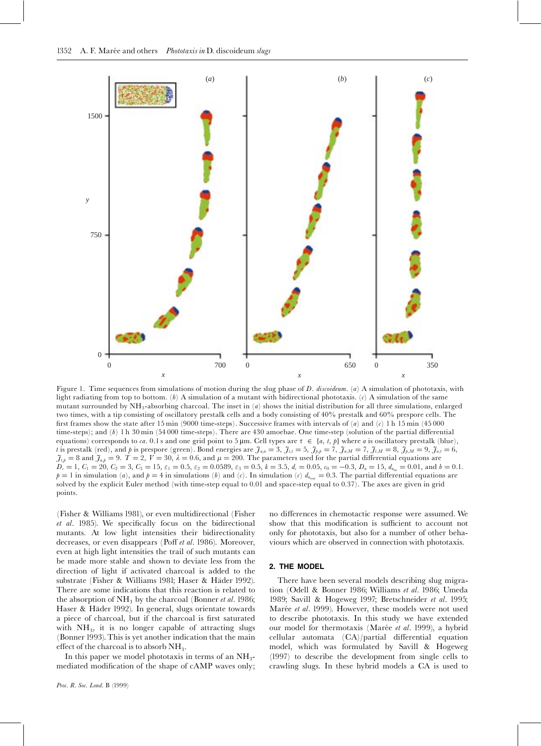Figure 1. Time sequences from simulations of motion during the slug phase of *D. discoideum*. (*a*) A simulation of phototaxis, with light radiating from top to bottom. (*b*) A simulation of a mutant with bidirectional phototaxis. (*c*) A simulation of the same mutant surrounded by $NH_3$-absorbing charcoal. The inset in (*a*) shows the initial distribution for all three simulations, enlarged two times, with a tip consisting of oscillatory prestalk cells and a body consisting of 40% prestalk and 60% prespore cells. The first frames show the state after 15 min (9000 time-steps). Successive frames with intervals of (*a*) and (*c*) 1 h 15 min (45 000 time-steps); and (*b*) 1 h 30 min (54 000 time-steps). There are 430 amoebae. One time-step (solution of the partial differential equations) corresponds to *ca*. 0.1 s and one grid point to 5 μm. Cell types are $\tau \in \{a, t, p\}$ where *a* is oscillatory prestalk (blue), *t* is prestalk (red), and *p* is prespore (green). Bond energies are $J_{a,a} = 3$, $J_{t,t} = 5$, $J_{p,p} = 7$, $J_{a,M} = 7$, $J_{t,M} = 8$, $J_{p,M} = 9$, $J_{a,t} = 6$, $J_{t,p} = 8$ and $J_{a,p} = 9$. $T = 2$, $V = 30$, $\lambda = 0.6$, and $\mu = 200$. The parameters used for the partial differential equations are $D_c = 1$, $C_1 = 20$, $C_2 = 3$, $C_3 = 15$, $\varepsilon_1 = 0.5$, $\varepsilon_2 = 0.0589$, $\varepsilon_3 = 0.5$, $k = 3.5$, $d_c = 0.05$, $c_0 = -0.3$, $D_n = 15$, $d_{n_{in}} = 0.01$, and $b = 0.1$. $p = 1$ in simulation (*a*), and $p = 4$ in simulations (*b*) and (*c*). In simulation (*c*) $d_{n_{out}} = 0.3$. The partial differential equations are solved by the explicit Euler method (with time-step equal to 0.01 and space-step equal to 0.37). The axes are given in grid points.

(Fisher & Williams 1981), or even multidirectional (Fisher *et al*. 1985). We specifically focus on the bidirectional mutants. At low light intensities their bidirectionality decreases, or even disappears (Poff *et al*. 1986). Moreover, even at high light intensities the trail of such mutants can be made more stable and shown to deviate less from the direction of light if activated charcoal is added to the substrate (Fisher & Williams 1981; Haser & Häder 1992). There are some indications that this reaction is related to the absorption of $NH_3$ by the charcoal (Bonner *et al*. 1986; Haser & Häder 1992). In general, slugs orientate towards a piece of charcoal, but if the charcoal is first saturated with $NH_3$, it is no longer capable of attracting slugs (Bonner 1993). This is yet another indication that the main effect of the charcoal is to absorb $NH_3$.

In this paper we model phototaxis in terms of an $NH_3$-mediated modification of the shape of cAMP waves only; no differences in chemotactic response were assumed. We show that this modification is sufficient to account not only for phototaxis, but also for a number of other behaviours which are observed in connection with phototaxis.

## 2. THE MODEL

There have been several models describing slug migration (Odell & Bonner 1986; Williams *et al*. 1986; Umeda 1989; Savill & Hogeweg 1997; Bretschneider *et al*. 1995; Marée *et al*. 1999). However, these models were not used to describe phototaxis. In this study we have extended our model for thermotaxis (Marée *et al*. 1999), a hybrid cellular automata (CA)/partial differential equation model, which was formulated by Savill & Hogeweg (1997) to describe the development from single cells to crawling slugs. In these hybrid models a CA is used to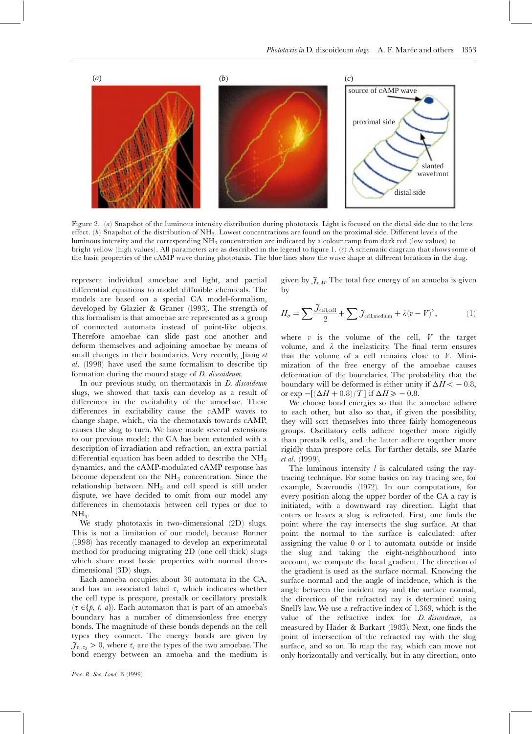Figure 2. (*a*) Snapshot of the luminous intensity distribution during phototaxis. Light is focused on the distal side due to the lens effect. (*b*) Snapshot of the distribution of $NH_3$. Lowest concentrations are found on the proximal side. Different levels of the luminous intensity and the corresponding $NH_3$ concentration are indicated by a colour ramp from dark red (low values) to bright yellow (high values). All parameters are as described in the legend to figure 1. (*c*) A schematic diagram that shows some of the basic properties of the cAMP wave during phototaxis. The blue lines show the wave shape at different locations in the slug.

represent individual amoebae and light, and partial differential equations to model diffusible chemicals. The models are based on a special CA model-formalism, developed by Glazier & Graner (1993). The strength of this formalism is that amoebae are represented as a group of connected automata instead of point-like objects. Therefore amoebae can slide past one another and deform themselves and adjoining amoebae by means of small changes in their boundaries. Very recently, Jiang *et al.* (1998) have used the same formalism to describe tip formation during the mound stage of *D. discoideum*.

In our previous study, on thermotaxis in *D. discoideum* slugs, we showed that taxis can develop as a result of differences in the excitability of the amoebae. These differences in excitability cause the cAMP waves to change shape, which, via the chemotaxis towards cAMP, causes the slug to turn. We have made several extensions to our previous model: the CA has been extended with a description of irradiation and refraction, an extra partial differential equation has been added to describe the $NH_3$ dynamics, and the cAMP-modulated cAMP response has become dependent on the $NH_3$ concentration. Since the relationship between $NH_3$ and cell speed is still under dispute, we have decided to omit from our model any differences in chemotaxis between cell types or due to $NH_3$.

We study phototaxis in two-dimensional (2D) slugs. This is not a limitation of our model, because Bonner (1998) has recently managed to develop an experimental method for producing migrating 2D (one cell thick) slugs which share most basic properties with normal three-dimensional (3D) slugs.

Each amoeba occupies about 30 automata in the CA, and has an associated label $\tau$, which indicates whether the cell type is prespore, prestalk or oscillatory prestalk ($\tau \in \{p, t, a\}$). Each automaton that is part of an amoeba's boundary has a number of dimensionless free energy bonds. The magnitude of these bonds depends on the cell types they connect. The energy bonds are given by $J_{\tau_1,\tau_2} > 0$, where $\tau_i$ are the types of the two amoebae. The bond energy between an amoeba and the medium is given by $J_{\tau,M}$. The total free energy of an amoeba is given by

$$H_\sigma = \sum \frac{J_{\text{cell,cell}}}{2} + \sum J_{\text{cell,medium}} + \lambda(v - V)^2, \tag{1}$$

where $v$ is the volume of the cell, $V$ the target volume, and $\lambda$ the inelasticity. The final term ensures that the volume of a cell remains close to $V$. Minimization of the free energy of the amoebae causes deformation of the boundaries. The probability that the boundary will be deformed is either unity if $\Delta H < -0.8$, or $\exp -[(\Delta H + 0.8)/T]$ if $\Delta H \geqslant -0.8$.

We choose bond energies so that the amoebae adhere to each other, but also so that, if given the possibility, they will sort themselves into three fairly homogeneous groups. Oscillatory cells adhere together more rigidly than prestalk cells, and the latter adhere together more rigidly than prespore cells. For further details, see Marée *et al.* (1999).

The luminous intensity $l$ is calculated using the ray-tracing technique. For some basics on ray tracing see, for example, Stavroudis (1972). In our computations, for every position along the upper border of the CA a ray is initiated, with a downward ray direction. Light that enters or leaves a slug is refracted. First, one finds the point where the ray intersects the slug surface. At that point the normal to the surface is calculated: after assigning the value 0 or 1 to automata outside or inside the slug and taking the eight-neighbourhood into account, we compute the local gradient. The direction of the gradient is used as the surface normal. Knowing the surface normal and the angle of incidence, which is the angle between the incident ray and the surface normal, the direction of the refracted ray is determined using Snell's law. We use a refractive index of 1.369, which is the value of the refractive index for *D. discoideum*, as measured by Häder & Burkart (1983). Next, one finds the point of intersection of the refracted ray with the slug surface, and so on. To map the ray, which can move not only horizontally and vertically, but in any direction, onto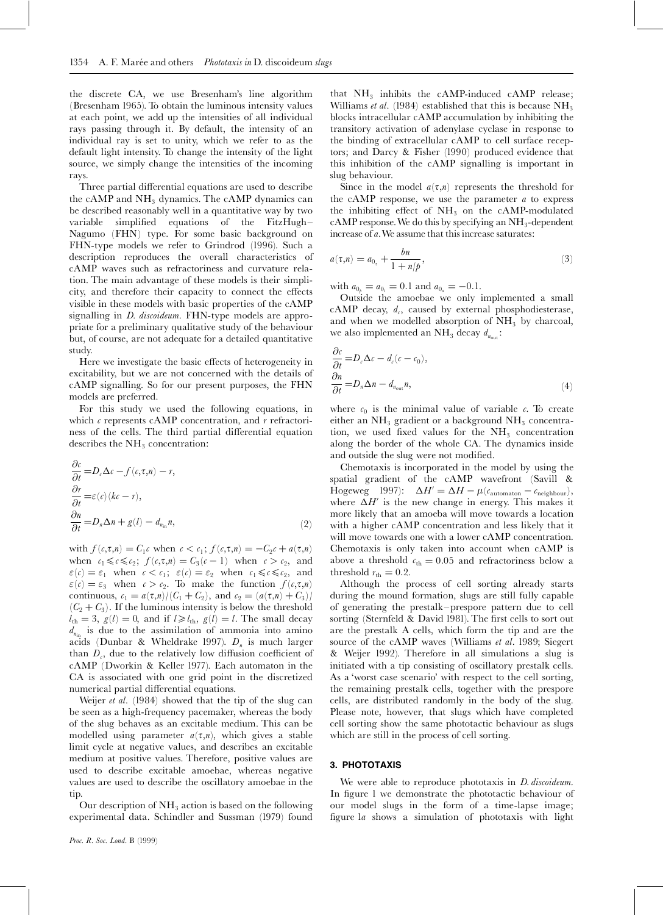the discrete CA, we use Bresenham's line algorithm (Bresenham 1965). To obtain the luminous intensity values at each point, we add up the intensities of all individual rays passing through it. By default, the intensity of an individual ray is set to unity, which we refer to as the default light intensity. To change the intensity of the light source, we simply change the intensities of the incoming rays.

Three partial differential equations are used to describe the cAMP and $NH_3$ dynamics. The cAMP dynamics can be described reasonably well in a quantitative way by two variable simplified equations of the FitzHugh–Nagumo (FHN) type. For some basic background on FHN-type models we refer to Grindrod (1996). Such a description reproduces the overall characteristics of cAMP waves such as refractoriness and curvature relation. The main advantage of these models is their simplicity, and therefore their capacity to connect the effects visible in these models with basic properties of the cAMP signalling in *D. discoideum*. FHN-type models are appropriate for a preliminary qualitative study of the behaviour but, of course, are not adequate for a detailed quantitative study.

Here we investigate the basic effects of heterogeneity in excitability, but we are not concerned with the details of cAMP signalling. So for our present purposes, the FHN models are preferred.

For this study we used the following equations, in which $c$ represents cAMP concentration, and $r$ refractoriness of the cells. The third partial differential equation describes the $NH_3$ concentration:

$$
\begin{aligned}
\frac{\partial c}{\partial t} &= D_c \Delta c - f(c,\tau,n) - r, \\
\frac{\partial r}{\partial t} &= \varepsilon(c)(kc - r), \\
\frac{\partial n}{\partial t} &= D_n \Delta n + g(l) - d_{n_{\text{in}}} n,
\end{aligned}
\tag{2}
$$

with $f(c,\tau,n) = C_1 c$ when $c < c_1$; $f(c,\tau,n) = -C_2 c + a(\tau,n)$ when $c_1 \leqslant c \leqslant c_2$; $f(c,\tau,n) = C_3(c-1)$ when $c > c_2$, and $\varepsilon(c) = \varepsilon_1$ when $c < c_1$; $\varepsilon(c) = \varepsilon_2$ when $c_1 \leqslant c \leqslant c_2$, and $\varepsilon(c) = \varepsilon_3$ when $c > c_2$. To make the function $f(c,\tau,n)$ continuous, $c_1 = a(\tau,n)/(C_1 + C_2)$, and $c_2 = (a(\tau,n) + C_3)/(C_2 + C_3)$. If the luminous intensity is below the threshold $l_{\text{th}} = 3$, $g(l) = 0$, and if $l \geqslant l_{\text{th}}$, $g(l) = l$. The small decay $d_{n_{\text{in}}}$ is due to the assimilation of ammonia into amino acids (Dunbar & Wheldrake 1997). $D_n$ is much larger than $D_c$, due to the relatively low diffusion coefficient of cAMP (Dworkin & Keller 1977). Each automaton in the CA is associated with one grid point in the discretized numerical partial differential equations.

Weijer *et al*. (1984) showed that the tip of the slug can be seen as a high-frequency pacemaker, whereas the body of the slug behaves as an excitable medium. This can be modelled using parameter $a(\tau,n)$, which gives a stable limit cycle at negative values, and describes an excitable medium at positive values. Therefore, positive values are used to describe excitable amoebae, whereas negative values are used to describe the oscillatory amoebae in the tip.

Our description of $NH_3$ action is based on the following experimental data. Schindler and Sussman (1979) found that $NH_3$ inhibits the cAMP-induced cAMP release; Williams *et al*. (1984) established that this is because $NH_3$ blocks intracellular cAMP accumulation by inhibiting the transitory activation of adenylase cyclase in response to the binding of extracellular cAMP to cell surface receptors; and Darcy & Fisher (1990) produced evidence that this inhibition of the cAMP signalling is important in slug behaviour.

Since in the model $a(\tau,n)$ represents the threshold for the cAMP response, we use the parameter $a$ to express the inhibiting effect of $NH_3$ on the cAMP-modulated cAMP response. We do this by specifying an $NH_3$-dependent increase of $a$. We assume that this increase saturates:

$$
a(\tau,n) = a_{0_\tau} + \frac{bn}{1 + n/p},
\tag{3}
$$

with $a_{0_b} = a_{0_t} = 0.1$ and $a_{0_o} = -0.1$.

Outside the amoebae we only implemented a small cAMP decay, $d_c$, caused by external phosphodiesterase, and when we modelled absorption of $NH_3$ by charcoal, we also implemented an $NH_3$ decay $d_{n_{\text{out}}}$:

$$
\begin{aligned}
\frac{\partial c}{\partial t} &= D_c \Delta c - d_c(c - c_0), \\
\frac{\partial n}{\partial t} &= D_n \Delta n - d_{n_{\text{out}}} n,
\end{aligned}
\tag{4}
$$

where $c_0$ is the minimal value of variable $c$. To create either an $NH_3$ gradient or a background $NH_3$ concentration, we used fixed values for the $NH_3$ concentration along the border of the whole CA. The dynamics inside and outside the slug were not modified.

Chemotaxis is incorporated in the model by using the spatial gradient of the cAMP wavefront (Savill & Hogeweg 1997): $\Delta H' = \Delta H - \mu(c_{\text{automaton}} - c_{\text{neighbour}})$, where $\Delta H'$ is the new change in energy. This makes it more likely that an amoeba will move towards a location with a higher cAMP concentration and less likely that it will move towards one with a lower cAMP concentration. Chemotaxis is only taken into account when cAMP is above a threshold $c_{\text{th}} = 0.05$ and refractoriness below a threshold $r_{\text{th}} = 0.2$.

Although the process of cell sorting already starts during the mound formation, slugs are still fully capable of generating the prestalk–prespore pattern due to cell sorting (Sternfeld & David 1981). The first cells to sort out are the prestalk A cells, which form the tip and are the source of the cAMP waves (Williams *et al*. 1989; Siegert & Weijer 1992). Therefore in all simulations a slug is initiated with a tip consisting of oscillatory prestalk cells. As a 'worst case scenario' with respect to the cell sorting, the remaining prestalk cells, together with the prespore cells, are distributed randomly in the body of the slug. Please note, however, that slugs which have completed cell sorting show the same phototactic behaviour as slugs which are still in the process of cell sorting.

## 3. PHOTOTAXIS

We were able to reproduce phototaxis in *D. discoideum*. In figure 1 we demonstrate the phototactic behaviour of our model slugs in the form of a time-lapse image; figure 1*a* shows a simulation of phototaxis with light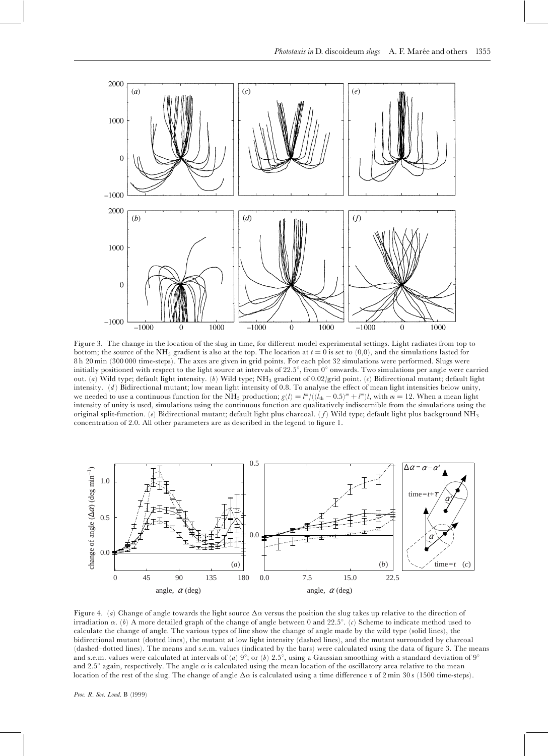Figure 3. The change in the location of the slug in time, for different model experimental settings. Light radiates from top to bottom; the source of the $NH_3$ gradient is also at the top. The location at $t = 0$ is set to (0,0), and the simulations lasted for 8 h 20 min (300 000 time-steps). The axes are given in grid points. For each plot 32 simulations were performed. Slugs were initially positioned with respect to the light source at intervals of 22.5°, from 0° onwards. Two simulations per angle were carried out. (*a*) Wild type; default light intensity. (*b*) Wild type; $NH_3$ gradient of 0.02/grid point. (*c*) Bidirectional mutant; default light intensity. (*d*) Bidirectional mutant; low mean light intensity of 0.8. To analyse the effect of mean light intensities below unity, we needed to use a continuous function for the $NH_3$ production; $g(l) = l^m/((l_{th} - 0.5)^m + l^m)l$, with $m = 12$. When a mean light intensity of unity is used, simulations using the continuous function are qualitatively indiscernible from the simulations using the original split-function. (*e*) Bidirectional mutant; default light plus charcoal. (*f*) Wild type; default light plus background $NH_3$ concentration of 2.0. All other parameters are as described in the legend to figure 1.

Figure 4. (*a*) Change of angle towards the light source $\Delta\alpha$ versus the position the slug takes up relative to the direction of irradiation $\alpha$. (*b*) A more detailed graph of the change of angle between 0 and 22.5°. (*c*) Scheme to indicate method used to calculate the change of angle. The various types of line show the change of angle made by the wild type (solid lines), the bidirectional mutant (dotted lines), the mutant at low light intensity (dashed lines), and the mutant surrounded by charcoal (dashed–dotted lines). The means and s.e.m. values (indicated by the bars) were calculated using the data of figure 3. The means and s.e.m. values were calculated at intervals of (*a*) 9°; or (*b*) 2.5°, using a Gaussian smoothing with a standard deviation of 9° and 2.5° again, respectively. The angle $\alpha$ is calculated using the mean location of the oscillatory area relative to the mean location of the rest of the slug. The change of angle $\Delta\alpha$ is calculated using a time difference $\tau$ of 2 min 30 s (1500 time-steps).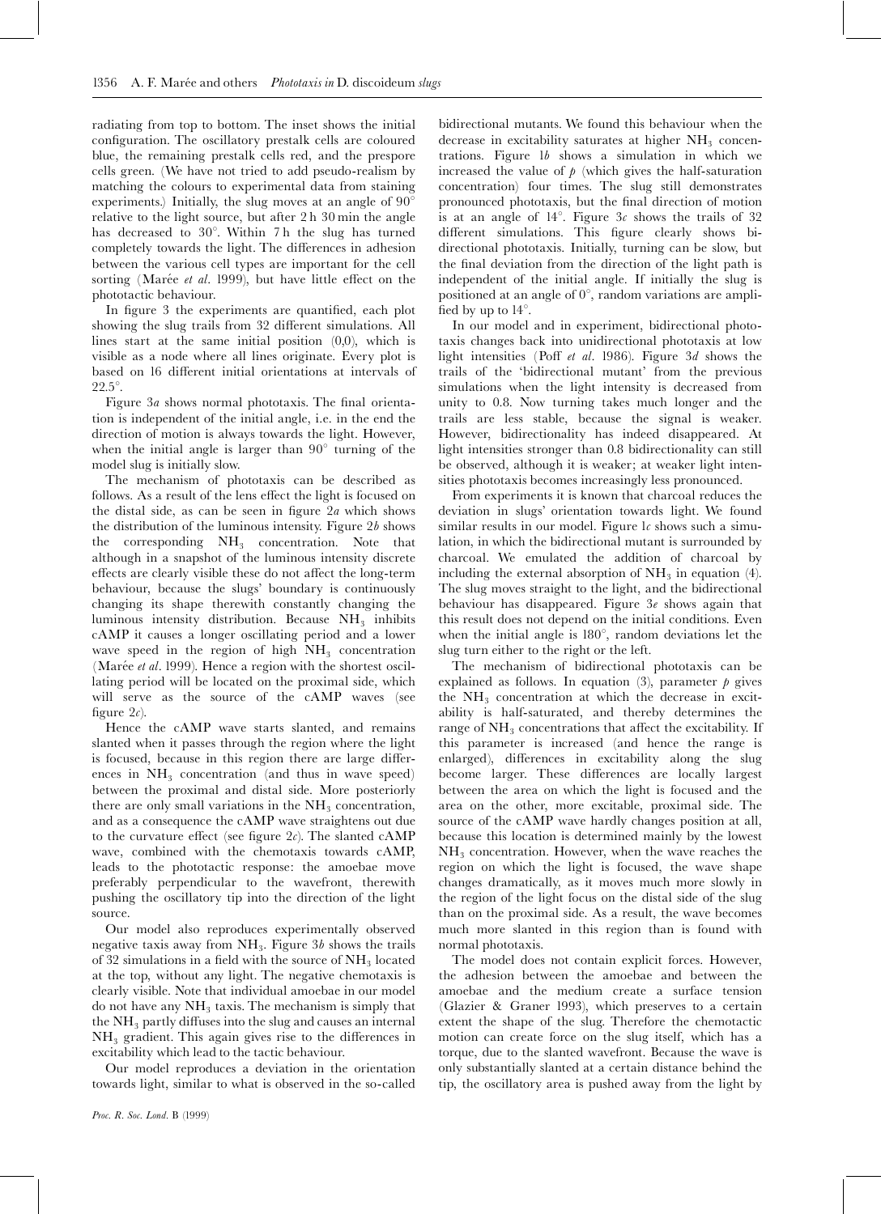radiating from top to bottom. The inset shows the initial configuration. The oscillatory prestalk cells are coloured blue, the remaining prestalk cells red, and the prespore cells green. (We have not tried to add pseudo-realism by matching the colours to experimental data from staining experiments.) Initially, the slug moves at an angle of 90° relative to the light source, but after 2 h 30 min the angle has decreased to 30°. Within 7 h the slug has turned completely towards the light. The differences in adhesion between the various cell types are important for the cell sorting (Marée *et al*. 1999), but have little effect on the phototactic behaviour.

In figure 3 the experiments are quantified, each plot showing the slug trails from 32 different simulations. All lines start at the same initial position (0,0), which is visible as a node where all lines originate. Every plot is based on 16 different initial orientations at intervals of 22.5°.

Figure 3*a* shows normal phototaxis. The final orientation is independent of the initial angle, i.e. in the end the direction of motion is always towards the light. However, when the initial angle is larger than 90° turning of the model slug is initially slow.

The mechanism of phototaxis can be described as follows. As a result of the lens effect the light is focused on the distal side, as can be seen in figure 2*a* which shows the distribution of the luminous intensity. Figure 2*b* shows the corresponding $NH_3$ concentration. Note that although in a snapshot of the luminous intensity discrete effects are clearly visible these do not affect the long-term behaviour, because the slugs' boundary is continuously changing its shape therewith constantly changing the luminous intensity distribution. Because $NH_3$ inhibits cAMP it causes a longer oscillating period and a lower wave speed in the region of high $NH_3$ concentration (Marée *et al*. 1999). Hence a region with the shortest oscillating period will be located on the proximal side, which will serve as the source of the cAMP waves (see figure 2*c*).

Hence the cAMP wave starts slanted, and remains slanted when it passes through the region where the light is focused, because in this region there are large differences in $NH_3$ concentration (and thus in wave speed) between the proximal and distal side. More posteriorly there are only small variations in the $NH_3$ concentration, and as a consequence the cAMP wave straightens out due to the curvature effect (see figure 2*c*). The slanted cAMP wave, combined with the chemotaxis towards cAMP, leads to the phototactic response: the amoebae move preferably perpendicular to the wavefront, therewith pushing the oscillatory tip into the direction of the light source.

Our model also reproduces experimentally observed negative taxis away from $NH_3$. Figure 3*b* shows the trails of 32 simulations in a field with the source of $NH_3$ located at the top, without any light. The negative chemotaxis is clearly visible. Note that individual amoebae in our model do not have any $NH_3$ taxis. The mechanism is simply that the $NH_3$ partly diffuses into the slug and causes an internal $NH_3$ gradient. This again gives rise to the differences in excitability which lead to the tactic behaviour.

Our model reproduces a deviation in the orientation towards light, similar to what is observed in the so-called bidirectional mutants. We found this behaviour when the decrease in excitability saturates at higher $NH_3$ concentrations. Figure 1*b* shows a simulation in which we increased the value of $p$ (which gives the half-saturation concentration) four times. The slug still demonstrates pronounced phototaxis, but the final direction of motion is at an angle of 14°. Figure 3*c* shows the trails of 32 different simulations. This figure clearly shows bidirectional phototaxis. Initially, turning can be slow, but the final deviation from the direction of the light path is independent of the initial angle. If initially the slug is positioned at an angle of 0°, random variations are amplified by up to 14°.

In our model and in experiment, bidirectional phototaxis changes back into unidirectional phototaxis at low light intensities (Poff *et al*. 1986). Figure 3*d* shows the trails of the 'bidirectional mutant' from the previous simulations when the light intensity is decreased from unity to 0.8. Now turning takes much longer and the trails are less stable, because the signal is weaker. However, bidirectionality has indeed disappeared. At light intensities stronger than 0.8 bidirectionality can still be observed, although it is weaker; at weaker light intensities phototaxis becomes increasingly less pronounced.

From experiments it is known that charcoal reduces the deviation in slugs' orientation towards light. We found similar results in our model. Figure 1*c* shows such a simulation, in which the bidirectional mutant is surrounded by charcoal. We emulated the addition of charcoal by including the external absorption of $NH_3$ in equation (4). The slug moves straight to the light, and the bidirectional behaviour has disappeared. Figure 3*e* shows again that this result does not depend on the initial conditions. Even when the initial angle is 180°, random deviations let the slug turn either to the right or the left.

The mechanism of bidirectional phototaxis can be explained as follows. In equation (3), parameter $p$ gives the $NH_3$ concentration at which the decrease in excitability is half-saturated, and thereby determines the range of $NH_3$ concentrations that affect the excitability. If this parameter is increased (and hence the range is enlarged), differences in excitability along the slug become larger. These differences are locally largest between the area on which the light is focused and the area on the other, more excitable, proximal side. The source of the cAMP wave hardly changes position at all, because this location is determined mainly by the lowest $NH_3$ concentration. However, when the wave reaches the region on which the light is focused, the wave shape changes dramatically, as it moves much more slowly in the region of the light focus on the distal side of the slug than on the proximal side. As a result, the wave becomes much more slanted in this region than is found with normal phototaxis.

The model does not contain explicit forces. However, the adhesion between the amoebae and between the amoebae and the medium create a surface tension (Glazier & Graner 1993), which preserves to a certain extent the shape of the slug. Therefore the chemotactic motion can create force on the slug itself, which has a torque, due to the slanted wavefront. Because the wave is only substantially slanted at a certain distance behind the tip, the oscillatory area is pushed away from the light by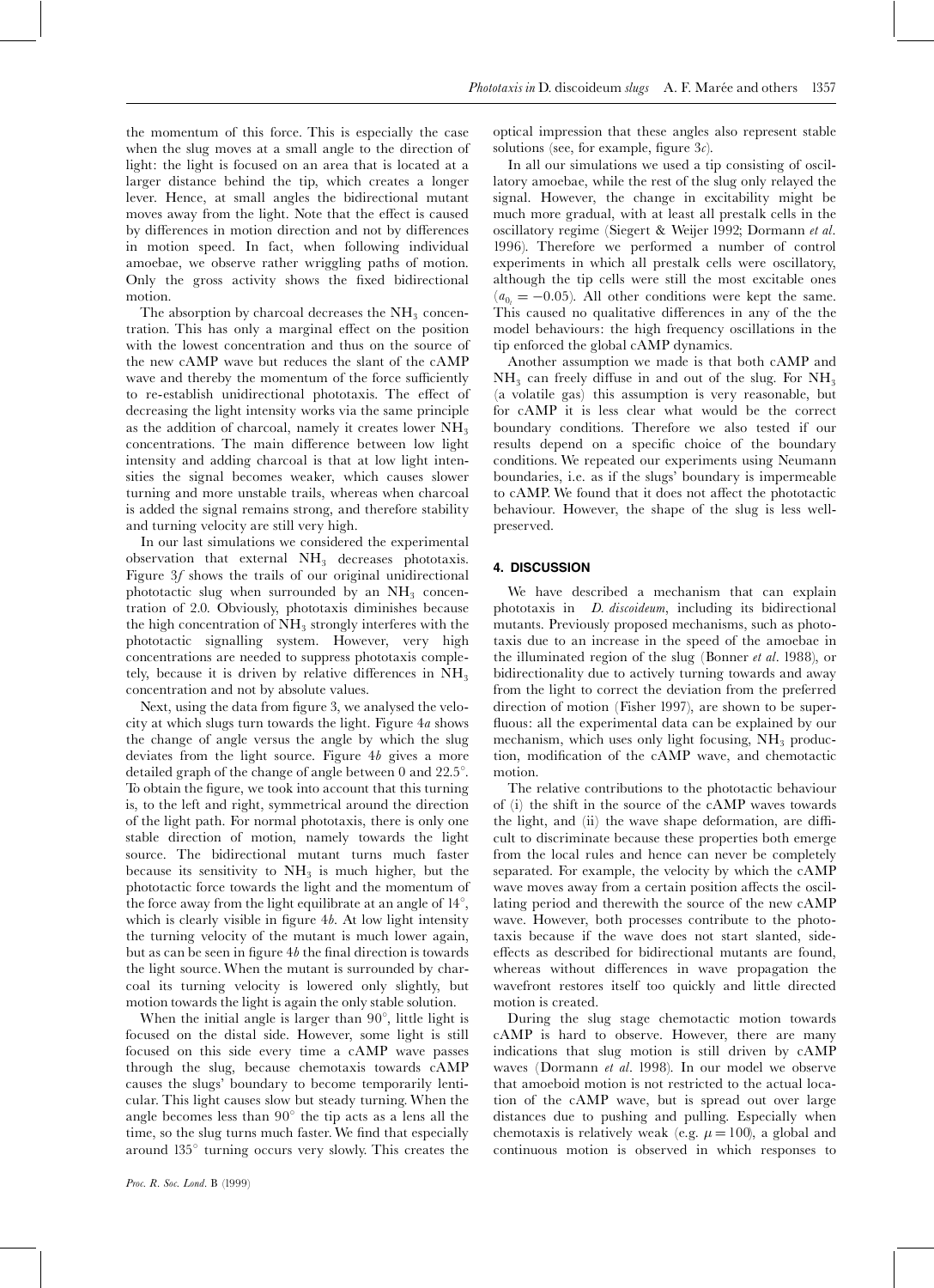the momentum of this force. This is especially the case when the slug moves at a small angle to the direction of light: the light is focused on an area that is located at a larger distance behind the tip, which creates a longer lever. Hence, at small angles the bidirectional mutant moves away from the light. Note that the effect is caused by differences in motion direction and not by differences in motion speed. In fact, when following individual amoebae, we observe rather wriggling paths of motion. Only the gross activity shows the fixed bidirectional motion.

The absorption by charcoal decreases the $NH_3$ concentration. This has only a marginal effect on the position with the lowest concentration and thus on the source of the new cAMP wave but reduces the slant of the cAMP wave and thereby the momentum of the force sufficiently to re-establish unidirectional phototaxis. The effect of decreasing the light intensity works via the same principle as the addition of charcoal, namely it creates lower $NH_3$ concentrations. The main difference between low light intensity and adding charcoal is that at low light intensities the signal becomes weaker, which causes slower turning and more unstable trails, whereas when charcoal is added the signal remains strong, and therefore stability and turning velocity are still very high.

In our last simulations we considered the experimental observation that external $NH_3$ decreases phototaxis. Figure 3*f* shows the trails of our original unidirectional phototactic slug when surrounded by an $NH_3$ concentration of 2.0. Obviously, phototaxis diminishes because the high concentration of $NH_3$ strongly interferes with the phototactic signalling system. However, very high concentrations are needed to suppress phototaxis completely, because it is driven by relative differences in $NH_3$ concentration and not by absolute values.

Next, using the data from figure 3, we analysed the velocity at which slugs turn towards the light. Figure 4*a* shows the change of angle versus the angle by which the slug deviates from the light source. Figure 4*b* gives a more detailed graph of the change of angle between 0 and 22.5°. To obtain the figure, we took into account that this turning is, to the left and right, symmetrical around the direction of the light path. For normal phototaxis, there is only one stable direction of motion, namely towards the light source. The bidirectional mutant turns much faster because its sensitivity to $NH_3$ is much higher, but the phototactic force towards the light and the momentum of the force away from the light equilibrate at an angle of 14°, which is clearly visible in figure 4*b*. At low light intensity the turning velocity of the mutant is much lower again, but as can be seen in figure 4*b* the final direction is towards the light source. When the mutant is surrounded by charcoal its turning velocity is lowered only slightly, but motion towards the light is again the only stable solution.

When the initial angle is larger than 90°, little light is focused on the distal side. However, some light is still focused on this side every time a cAMP wave passes through the slug, because chemotaxis towards cAMP causes the slugs' boundary to become temporarily lenticular. This light causes slow but steady turning. When the angle becomes less than 90° the tip acts as a lens all the time, so the slug turns much faster. We find that especially around 135° turning occurs very slowly. This creates the optical impression that these angles also represent stable solutions (see, for example, figure 3*c*).

In all our simulations we used a tip consisting of oscillatory amoebae, while the rest of the slug only relayed the signal. However, the change in excitability might be much more gradual, with at least all prestalk cells in the oscillatory regime (Siegert & Weijer 1992; Dormann *et al.* 1996). Therefore we performed a number of control experiments in which all prestalk cells were oscillatory, although the tip cells were still the most excitable ones ($a_{0_t} = -0.05$). All other conditions were kept the same. This caused no qualitative differences in any of the the model behaviours: the high frequency oscillations in the tip enforced the global cAMP dynamics.

Another assumption we made is that both cAMP and $NH_3$ can freely diffuse in and out of the slug. For $NH_3$ (a volatile gas) this assumption is very reasonable, but for cAMP it is less clear what would be the correct boundary conditions. Therefore we also tested if our results depend on a specific choice of the boundary conditions. We repeated our experiments using Neumann boundaries, i.e. as if the slugs' boundary is impermeable to cAMP. We found that it does not affect the phototactic behaviour. However, the shape of the slug is less well-preserved.

## 4. DISCUSSION

We have described a mechanism that can explain phototaxis in *D. discoideum*, including its bidirectional mutants. Previously proposed mechanisms, such as phototaxis due to an increase in the speed of the amoebae in the illuminated region of the slug (Bonner *et al.* 1988), or bidirectionality due to actively turning towards and away from the light to correct the deviation from the preferred direction of motion (Fisher 1997), are shown to be superfluous: all the experimental data can be explained by our mechanism, which uses only light focusing, $NH_3$ production, modification of the cAMP wave, and chemotactic motion.

The relative contributions to the phototactic behaviour of (i) the shift in the source of the cAMP waves towards the light, and (ii) the wave shape deformation, are difficult to discriminate because these properties both emerge from the local rules and hence can never be completely separated. For example, the velocity by which the cAMP wave moves away from a certain position affects the oscillating period and therewith the source of the new cAMP wave. However, both processes contribute to the phototaxis because if the wave does not start slanted, side-effects as described for bidirectional mutants are found, whereas without differences in wave propagation the wavefront restores itself too quickly and little directed motion is created.

During the slug stage chemotactic motion towards cAMP is hard to observe. However, there are many indications that slug motion is still driven by cAMP waves (Dormann *et al.* 1998). In our model we observe that amoeboid motion is not restricted to the actual location of the cAMP wave, but is spread out over large distances due to pushing and pulling. Especially when chemotaxis is relatively weak (e.g. $\mu = 100$), a global and continuous motion is observed in which responses to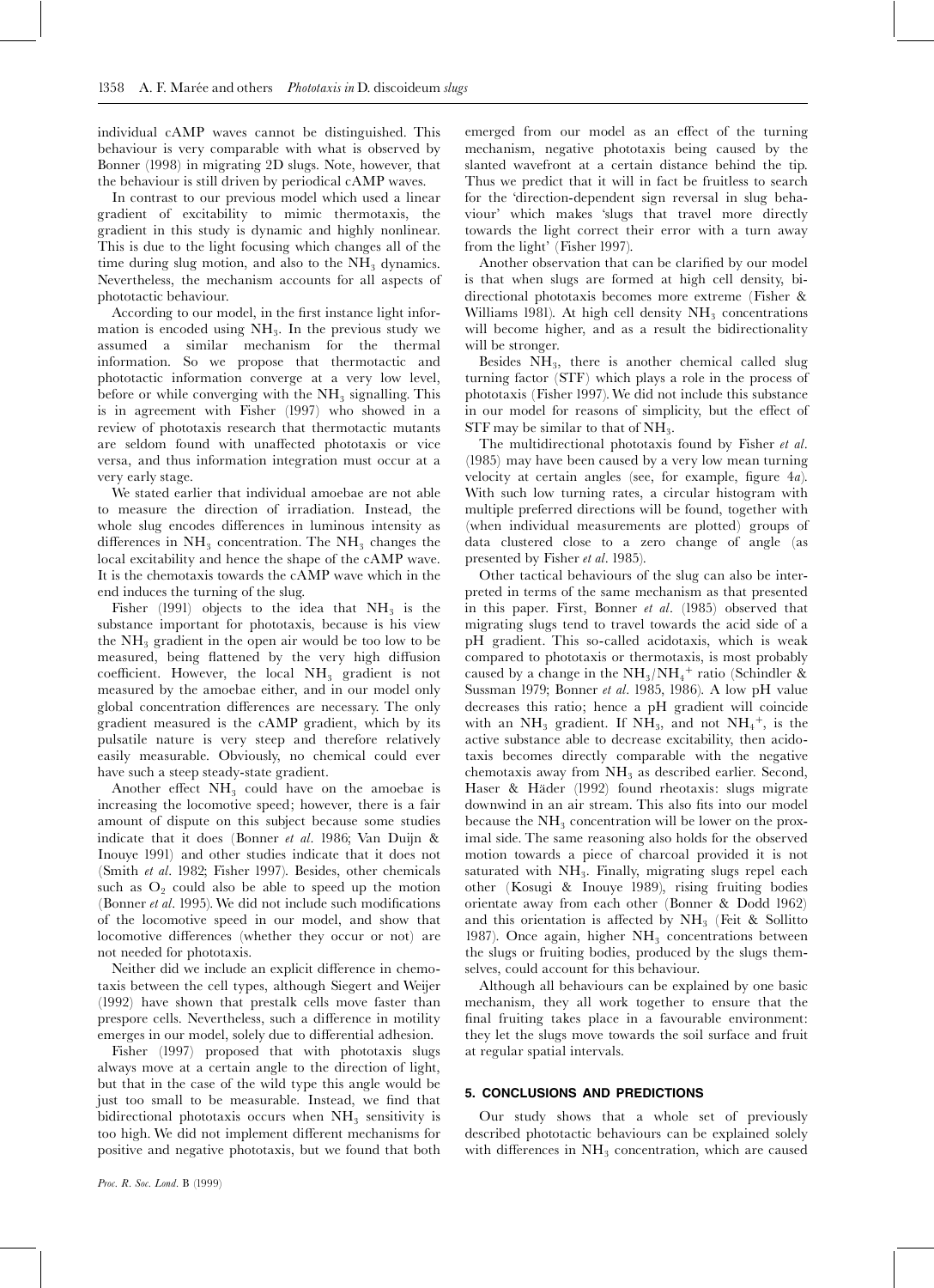individual cAMP waves cannot be distinguished. This behaviour is very comparable with what is observed by Bonner (1998) in migrating 2D slugs. Note, however, that the behaviour is still driven by periodical cAMP waves.

In contrast to our previous model which used a linear gradient of excitability to mimic thermotaxis, the gradient in this study is dynamic and highly nonlinear. This is due to the light focusing which changes all of the time during slug motion, and also to the $NH_3$ dynamics. Nevertheless, the mechanism accounts for all aspects of phototactic behaviour.

According to our model, in the first instance light information is encoded using $NH_3$. In the previous study we assumed a similar mechanism for the thermal information. So we propose that thermotactic and phototactic information converge at a very low level, before or while converging with the $NH_3$ signalling. This is in agreement with Fisher (1997) who showed in a review of phototaxis research that thermotactic mutants are seldom found with unaffected phototaxis or vice versa, and thus information integration must occur at a very early stage.

We stated earlier that individual amoebae are not able to measure the direction of irradiation. Instead, the whole slug encodes differences in luminous intensity as differences in $NH_3$ concentration. The $NH_3$ changes the local excitability and hence the shape of the cAMP wave. It is the chemotaxis towards the cAMP wave which in the end induces the turning of the slug.

Fisher (1991) objects to the idea that $NH_3$ is the substance important for phototaxis, because is his view the $NH_3$ gradient in the open air would be too low to be measured, being flattened by the very high diffusion coefficient. However, the local $NH_3$ gradient is not measured by the amoebae either, and in our model only global concentration differences are necessary. The only gradient measured is the cAMP gradient, which by its pulsatile nature is very steep and therefore relatively easily measurable. Obviously, no chemical could ever have such a steep steady-state gradient.

Another effect $NH_3$ could have on the amoebae is increasing the locomotive speed; however, there is a fair amount of dispute on this subject because some studies indicate that it does (Bonner *et al.* 1986; Van Duijn & Inouye 1991) and other studies indicate that it does not (Smith *et al.* 1982; Fisher 1997). Besides, other chemicals such as $O_2$ could also be able to speed up the motion (Bonner *et al.* 1995). We did not include such modifications of the locomotive speed in our model, and show that locomotive differences (whether they occur or not) are not needed for phototaxis.

Neither did we include an explicit difference in chemotaxis between the cell types, although Siegert and Weijer (1992) have shown that prestalk cells move faster than prespore cells. Nevertheless, such a difference in motility emerges in our model, solely due to differential adhesion.

Fisher (1997) proposed that with phototaxis slugs always move at a certain angle to the direction of light, but that in the case of the wild type this angle would be just too small to be measurable. Instead, we find that bidirectional phototaxis occurs when $NH_3$ sensitivity is too high. We did not implement different mechanisms for positive and negative phototaxis, but we found that both emerged from our model as an effect of the turning mechanism, negative phototaxis being caused by the slanted wavefront at a certain distance behind the tip. Thus we predict that it will in fact be fruitless to search for the 'direction-dependent sign reversal in slug behaviour' which makes 'slugs that travel more directly towards the light correct their error with a turn away from the light' (Fisher 1997).

Another observation that can be clarified by our model is that when slugs are formed at high cell density, bidirectional phototaxis becomes more extreme (Fisher & Williams 1981). At high cell density $NH_3$ concentrations will become higher, and as a result the bidirectionality will be stronger.

Besides $NH_3$, there is another chemical called slug turning factor (STF) which plays a role in the process of phototaxis (Fisher 1997). We did not include this substance in our model for reasons of simplicity, but the effect of STF may be similar to that of $NH_3$.

The multidirectional phototaxis found by Fisher *et al.* (1985) may have been caused by a very low mean turning velocity at certain angles (see, for example, figure 4*a*). With such low turning rates, a circular histogram with multiple preferred directions will be found, together with (when individual measurements are plotted) groups of data clustered close to a zero change of angle (as presented by Fisher *et al.* 1985).

Other tactical behaviours of the slug can also be interpreted in terms of the same mechanism as that presented in this paper. First, Bonner *et al.* (1985) observed that migrating slugs tend to travel towards the acid side of a pH gradient. This so-called acidotaxis, which is weak compared to phototaxis or thermotaxis, is most probably caused by a change in the $NH_3/NH_4^+$ ratio (Schindler & Sussman 1979; Bonner *et al.* 1985, 1986). A low pH value decreases this ratio; hence a pH gradient will coincide with an $NH_3$ gradient. If $NH_3$, and not $NH_4^+$, is the active substance able to decrease excitability, then acidotaxis becomes directly comparable with the negative chemotaxis away from $NH_3$ as described earlier. Second, Haser & Häder (1992) found rheotaxis: slugs migrate downwind in an air stream. This also fits into our model because the $NH_3$ concentration will be lower on the proximal side. The same reasoning also holds for the observed motion towards a piece of charcoal provided it is not saturated with $NH_3$. Finally, migrating slugs repel each other (Kosugi & Inouye 1989), rising fruiting bodies orientate away from each other (Bonner & Dodd 1962) and this orientation is affected by $NH_3$ (Feit & Sollitto 1987). Once again, higher $NH_3$ concentrations between the slugs or fruiting bodies, produced by the slugs themselves, could account for this behaviour.

Although all behaviours can be explained by one basic mechanism, they all work together to ensure that the final fruiting takes place in a favourable environment: they let the slugs move towards the soil surface and fruit at regular spatial intervals.

## 5. CONCLUSIONS AND PREDICTIONS

Our study shows that a whole set of previously described phototactic behaviours can be explained solely with differences in $NH_3$ concentration, which are caused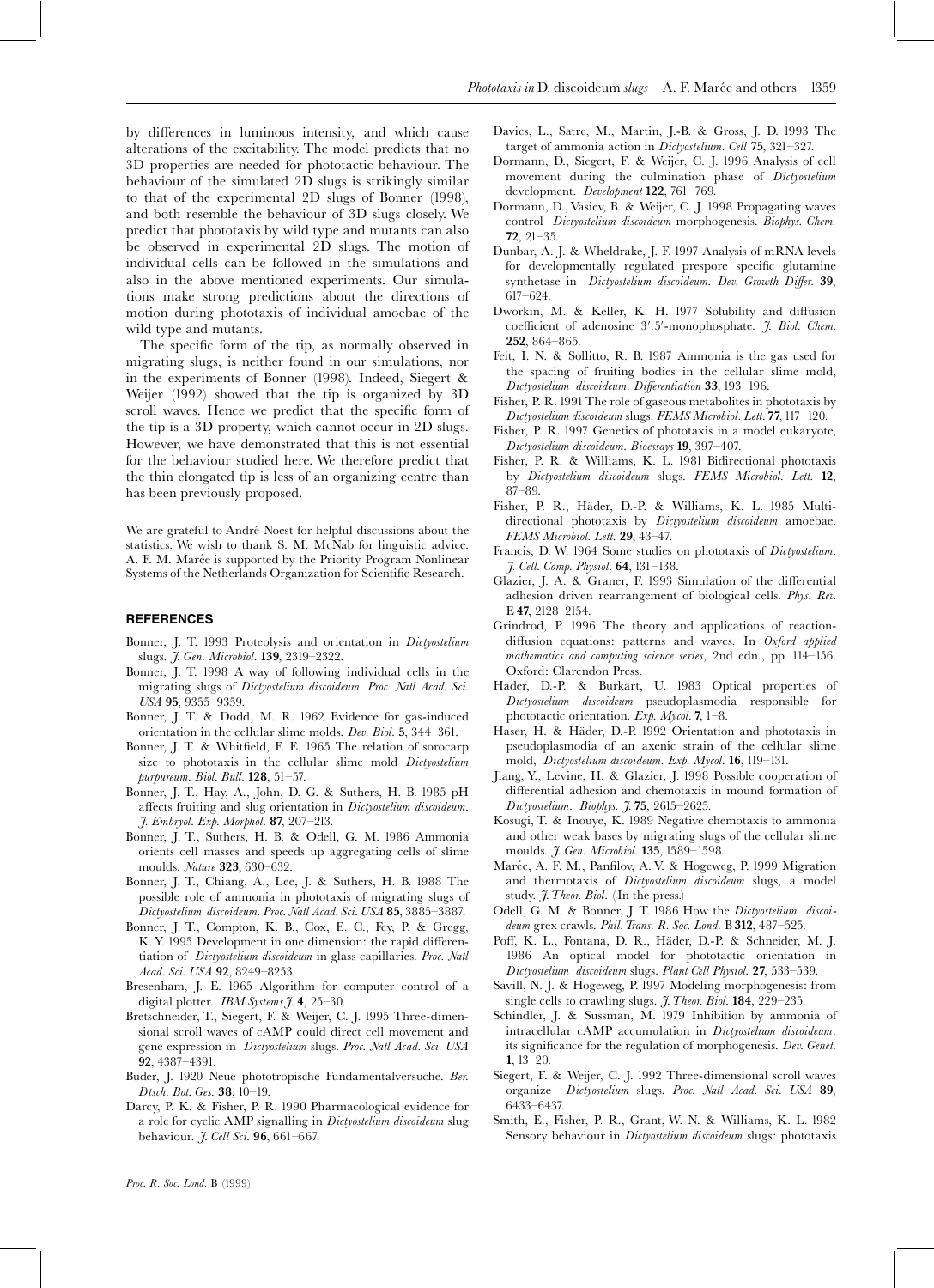by differences in luminous intensity, and which cause alterations of the excitability. The model predicts that no 3D properties are needed for phototactic behaviour. The behaviour of the simulated 2D slugs is strikingly similar to that of the experimental 2D slugs of Bonner (1998), and both resemble the behaviour of 3D slugs closely. We predict that phototaxis by wild type and mutants can also be observed in experimental 2D slugs. The motion of individual cells can be followed in the simulations and also in the above mentioned experiments. Our simulations make strong predictions about the directions of motion during phototaxis of individual amoebae of the wild type and mutants.

The specific form of the tip, as normally observed in migrating slugs, is neither found in our simulations, nor in the experiments of Bonner (1998). Indeed, Siegert & Weijer (1992) showed that the tip is organized by 3D scroll waves. Hence we predict that the specific form of the tip is a 3D property, which cannot occur in 2D slugs. However, we have demonstrated that this is not essential for the behaviour studied here. We therefore predict that the thin elongated tip is less of an organizing centre than has been previously proposed.

We are grateful to André Noest for helpful discussions about the statistics. We wish to thank S. M. McNab for linguistic advice. A. F. M. Marée is supported by the Priority Program Nonlinear Systems of the Netherlands Organization for Scientific Research.

## REFERENCES

- Bonner, J. T. 1993 Proteolysis and orientation in *Dictyostelium* slugs. *J. Gen. Microbiol.* **139**, 2319–2322.
- Bonner, J. T. 1998 A way of following individual cells in the migrating slugs of *Dictyostelium discoideum*. *Proc. Natl Acad. Sci. USA* **95**, 9355–9359.
- Bonner, J. T. & Dodd, M. R. 1962 Evidence for gas-induced orientation in the cellular slime molds. *Dev. Biol.* **5**, 344–361.
- Bonner, J. T. & Whitfield, F. E. 1965 The relation of sorocarp size to phototaxis in the cellular slime mold *Dictyostelium purpureum*. *Biol. Bull.* **128**, 51–57.
- Bonner, J. T., Hay, A., John, D. G. & Suthers, H. B. 1985 pH affects fruiting and slug orientation in *Dictyostelium discoideum*. *J. Embryol. Exp. Morphol.* **87**, 207–213.
- Bonner, J. T., Suthers, H. B. & Odell, G. M. 1986 Ammonia orients cell masses and speeds up aggregating cells of slime moulds. *Nature* **323**, 630–632.
- Bonner, J. T., Chiang, A., Lee, J. & Suthers, H. B. 1988 The possible role of ammonia in phototaxis of migrating slugs of *Dictyostelium discoideum*. *Proc. Natl Acad. Sci. USA* **85**, 3885–3887.
- Bonner, J. T., Compton, K. B., Cox, E. C., Fey, P. & Gregg, K. Y. 1995 Development in one dimension: the rapid differentiation of *Dictyostelium discoideum* in glass capillaries. *Proc. Natl Acad. Sci. USA* **92**, 8249–8253.
- Bresenham, J. E. 1965 Algorithm for computer control of a digital plotter. *IBM Systems J.* **4**, 25–30.
- Bretschneider, T., Siegert, F. & Weijer, C. J. 1995 Three-dimensional scroll waves of cAMP could direct cell movement and gene expression in *Dictyostelium* slugs. *Proc. Natl Acad. Sci. USA* **92**, 4387–4391.
- Buder, J. 1920 Neue phototropische Fundamentalversuche. *Ber. Dtsch. Bot. Ges.* **38**, 10–19.
- Darcy, P. K. & Fisher, P. R. 1990 Pharmacological evidence for a role for cyclic AMP signalling in *Dictyostelium discoideum* slug behaviour. *J. Cell Sci.* **96**, 661–667.
- Davies, L., Satre, M., Martin, J.-B. & Gross, J. D. 1993 The target of ammonia action in *Dictyostelium*. *Cell* **75**, 321–327.
- Dormann, D., Siegert, F. & Weijer, C. J. 1996 Analysis of cell movement during the culmination phase of *Dictyostelium* development. *Development* **122**, 761–769.
- Dormann, D., Vasiev, B. & Weijer, C. J. 1998 Propagating waves control *Dictyostelium discoideum* morphogenesis. *Biophys. Chem.* **72**, 21–35.
- Dunbar, A. J. & Wheldrake, J. F. 1997 Analysis of mRNA levels for developmentally regulated prespore specific glutamine synthetase in *Dictyostelium discoideum*. *Dev. Growth Differ.* **39**, 617–624.
- Dworkin, M. & Keller, K. H. 1977 Solubility and diffusion coefficient of adenosine 3′:5′-monophosphate. *J. Biol. Chem.* **252**, 864–865.
- Feit, I. N. & Sollitto, R. B. 1987 Ammonia is the gas used for the spacing of fruiting bodies in the cellular slime mold, *Dictyostelium discoideum*. *Differentiation* **33**, 193–196.
- Fisher, P. R. 1991 The role of gaseous metabolites in phototaxis by *Dictyostelium discoideum* slugs. *FEMS Microbiol. Lett.* **77**, 117–120.
- Fisher, P. R. 1997 Genetics of phototaxis in a model eukaryote, *Dictyostelium discoideum*. *Bioessays* **19**, 397–407.
- Fisher, P. R. & Williams, K. L. 1981 Bidirectional phototaxis by *Dictyostelium discoideum* slugs. *FEMS Microbiol. Lett.* **12**, 87–89.
- Fisher, P. R., Häder, D.-P. & Williams, K. L. 1985 Multidirectional phototaxis by *Dictyostelium discoideum* amoebae. *FEMS Microbiol. Lett.* **29**, 43–47.
- Francis, D. W. 1964 Some studies on phototaxis of *Dictyostelium*. *J. Cell. Comp. Physiol.* **64**, 131–138.
- Glazier, J. A. & Graner, F. 1993 Simulation of the differential adhesion driven rearrangement of biological cells. *Phys. Rev.* E **47**, 2128–2154.
- Grindrod, P. 1996 The theory and applications of reaction-diffusion equations: patterns and waves. In *Oxford applied mathematics and computing science series*, 2nd edn., pp. 114–156. Oxford: Clarendon Press.
- Häder, D.-P. & Burkart, U. 1983 Optical properties of *Dictyostelium discoideum* pseudoplasmodia responsible for phototactic orientation. *Exp. Mycol.* **7**, 1–8.
- Haser, H. & Häder, D.-P. 1992 Orientation and phototaxis in pseudoplasmodia of an axenic strain of the cellular slime mold, *Dictyostelium discoideum*. *Exp. Mycol.* **16**, 119–131.
- Jiang, Y., Levine, H. & Glazier, J. 1998 Possible cooperation of differential adhesion and chemotaxis in mound formation of *Dictyostelium*. *Biophys. J.* **75**, 2615–2625.
- Kosugi, T. & Inouye, K. 1989 Negative chemotaxis to ammonia and other weak bases by migrating slugs of the cellular slime moulds. *J. Gen. Microbiol.* **135**, 1589–1598.
- Marée, A. F. M., Panfilov, A. V. & Hogeweg, P. 1999 Migration and thermotaxis of *Dictyostelium discoideum* slugs, a model study. *J. Theor. Biol.* (In the press.)
- Odell, G. M. & Bonner, J. T. 1986 How the *Dictyostelium discoideum* grex crawls. *Phil. Trans. R. Soc. Lond.* B **312**, 487–525.
- Poff, K. L., Fontana, D. R., Häder, D.-P. & Schneider, M. J. 1986 An optical model for phototactic orientation in *Dictyostelium discoideum* slugs. *Plant Cell Physiol.* **27**, 533–539.
- Savill, N. J. & Hogeweg, P. 1997 Modeling morphogenesis: from single cells to crawling slugs. *J. Theor. Biol.* **184**, 229–235.
- Schindler, J. & Sussman, M. 1979 Inhibition by ammonia of intracellular cAMP accumulation in *Dictyostelium discoideum*: its significance for the regulation of morphogenesis. *Dev. Genet.* **1**, 13–20.
- Siegert, F. & Weijer, C. J. 1992 Three-dimensional scroll waves organize *Dictyostelium* slugs. *Proc. Natl Acad. Sci. USA* **89**, 6433–6437.
- Smith, E., Fisher, P. R., Grant, W. N. & Williams, K. L. 1982 Sensory behaviour in *Dictyostelium discoideum* slugs: phototaxis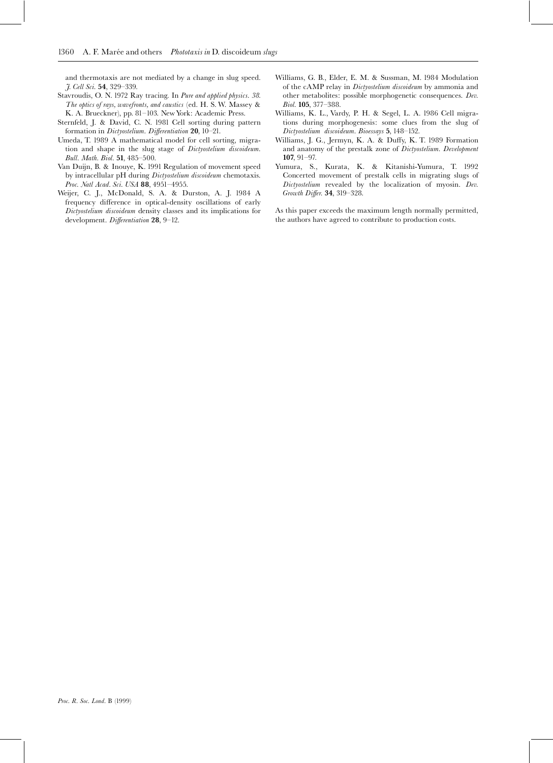and thermotaxis are not mediated by a change in slug speed. *J. Cell Sci.* **54**, 329–339.

Stavroudis, O. N. 1972 Ray tracing. In *Pure and applied physics. 38. The optics of rays, wavefronts, and caustics* (ed. H. S. W. Massey & K. A. Brueckner), pp. 81–103. New York: Academic Press.

Sternfeld, J. & David, C. N. 1981 Cell sorting during pattern formation in *Dictyostelium*. *Differentiation* **20**, 10–21.

Umeda, T. 1989 A mathematical model for cell sorting, migration and shape in the slug stage of *Dictyostelium discoideum*. *Bull. Math. Biol.* **51**, 485–500.

Van Duijn, B. & Inouye, K. 1991 Regulation of movement speed by intracellular pH during *Dictyostelium discoideum* chemotaxis. *Proc. Natl Acad. Sci. USA* **88**, 4951–4955.

Weijer, C. J., McDonald, S. A. & Durston, A. J. 1984 A frequency difference in optical-density oscillations of early *Dictyostelium discoideum* density classes and its implications for development. *Differentiation* **28**, 9–12.

Williams, G. B., Elder, E. M. & Sussman, M. 1984 Modulation of the cAMP relay in *Dictyostelium discoideum* by ammonia and other metabolites: possible morphogenetic consequences. *Dev. Biol.* **105**, 377–388.

Williams, K. L., Vardy, P. H. & Segel, L. A. 1986 Cell migrations during morphogenesis: some clues from the slug of *Dictyostelium discoideum*. *Bioessays* **5**, 148–152.

Williams, J. G., Jermyn, K. A. & Duffy, K. T. 1989 Formation and anatomy of the prestalk zone of *Dictyostelium*. *Development* **107**, 91–97.

Yumura, S., Kurata, K. & Kitanishi-Yumura, T. 1992 Concerted movement of prestalk cells in migrating slugs of *Dictyostelium* revealed by the localization of myosin. *Dev. Growth Differ.* **34**, 319–328.

As this paper exceeds the maximum length normally permitted, the authors have agreed to contribute to production costs.